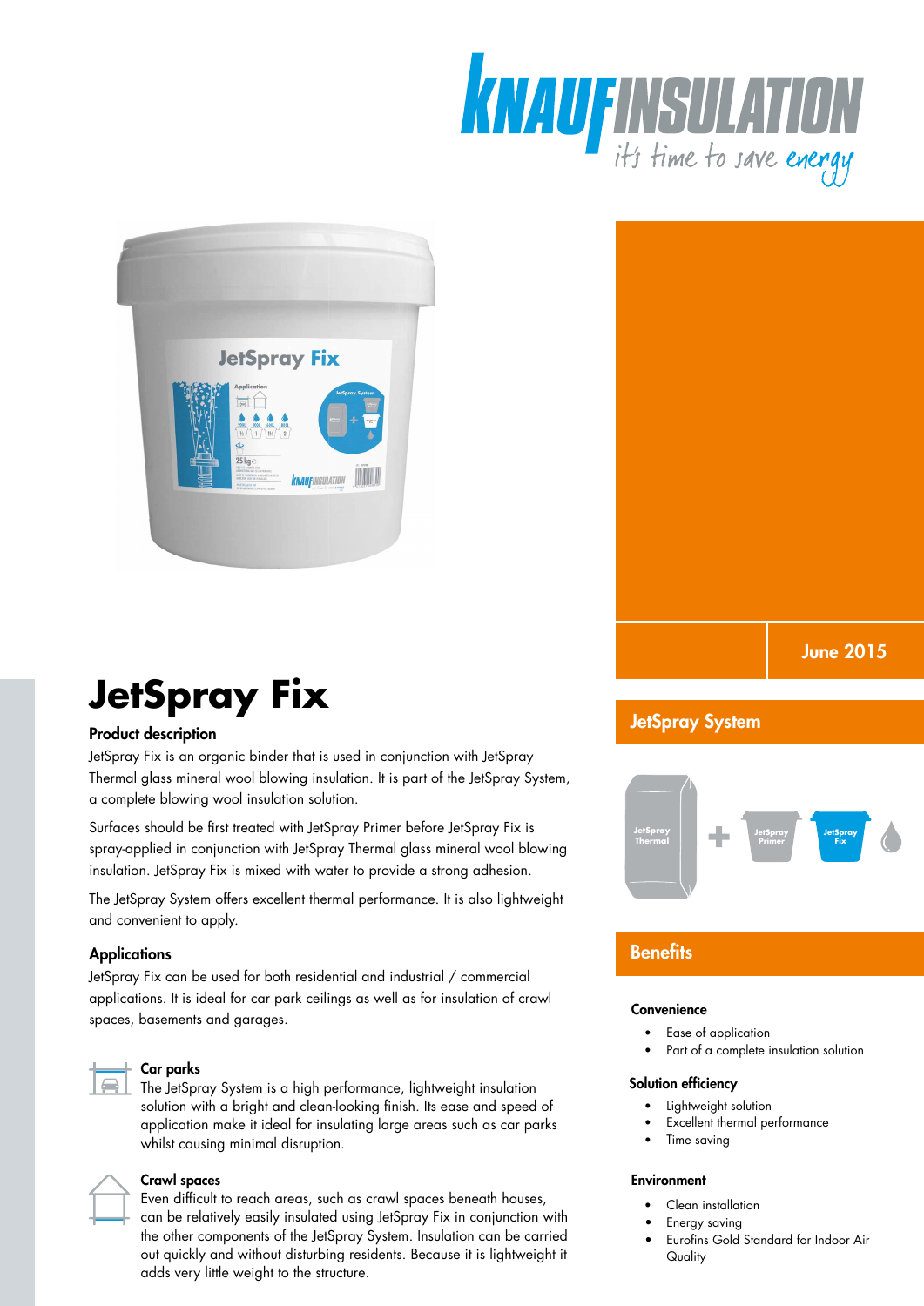June 2015

# JetSpray Fix

## Product description

JetSpray Fix is an organic binder that is used in conjunction with JetSpray Thermal glass mineral wool blowing insulation. It is part of the JetSpray System, a complete blowing wool insulation solution.

Surfaces should be first treated with JetSpray Primer before JetSpray Fix is spray-applied in conjunction with JetSpray Thermal glass mineral wool blowing insulation. JetSpray Fix is mixed with water to provide a strong adhesion.

The JetSpray System offers excellent thermal performance. It is also lightweight and convenient to apply.

## Applications

JetSpray Fix can be used for both residential and industrial / commercial applications. It is ideal for car park ceilings as well as for insulation of crawl spaces, basements and garages.

### Car parks

The JetSpray System is a high performance, lightweight insulation solution with a bright and clean-looking finish. Its ease and speed of application make it ideal for insulating large areas such as car parks whilst causing minimal disruption.

### Crawl spaces

Even difficult to reach areas, such as crawl spaces beneath houses, can be relatively easily insulated using JetSpray Fix in conjunction with the other components of the JetSpray System. Insulation can be carried out quickly and without disturbing residents. Because it is lightweight it adds very little weight to the structure.

## JetSpray System

JetSpray Thermal + JetSpray Primer + JetSpray Fix

## Benefits

### Convenience

- Ease of application
- Part of a complete insulation solution

### Solution efficiency

- Lightweight solution
- Excellent thermal performance
- Time saving

### Environment

- Clean installation
- Energy saving
- Eurofins Gold Standard for Indoor Air Quality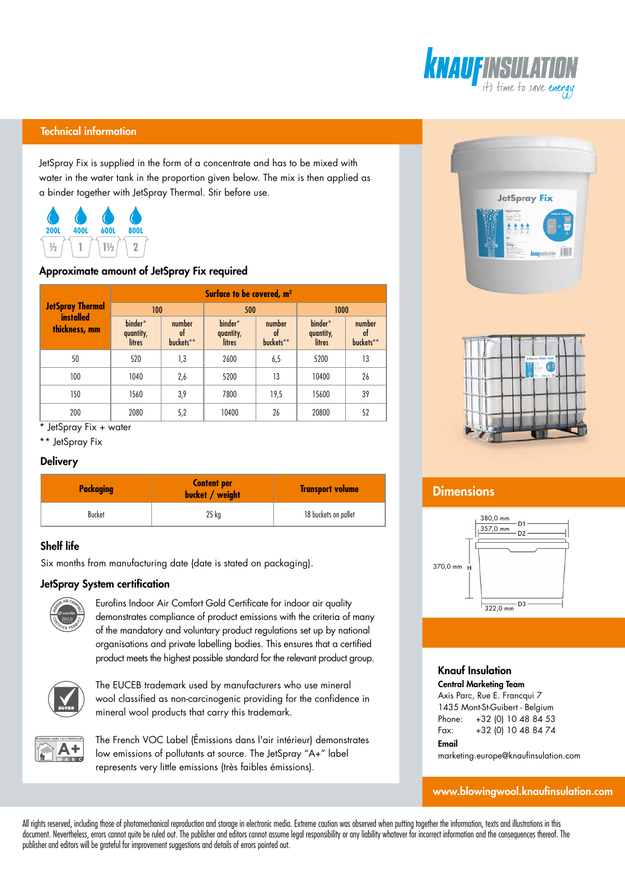## Technical information

JetSpray Fix is supplied in the form of a concentrate and has to be mixed with water in the water tank in the proportion given below. The mix is then applied as a binder together with JetSpray Thermal. Stir before use.

200L 400L 600L 800L

½ 1 1½ 2

### Approximate amount of JetSpray Fix required

| JetSpray Thermal installed thickness, mm | Surface to be covered, m² | | | | | |
|---|---|---|---|---|---|---|
| | 100 | | 500 | | 1000 | |
| | binder* quantity, litres | number of buckets** | binder* quantity, litres | number of buckets** | binder* quantity, litres | number of buckets** |
| 50 | 520 | 1,3 | 2600 | 6,5 | 5200 | 13 |
| 100 | 1040 | 2,6 | 5200 | 13 | 10400 | 26 |
| 150 | 1560 | 3,9 | 7800 | 19,5 | 15600 | 39 |
| 200 | 2080 | 5,2 | 10400 | 26 | 20800 | 52 |

* JetSpray Fix + water

** JetSpray Fix

### Delivery

| Packaging | Content per bucket / weight | Transport volume |
|---|---|---|
| Bucket | 25 kg | 18 buckets on pallet |

### Shelf life

Six months from manufacturing date (date is stated on packaging).

### JetSpray System certification

Eurofins Indoor Air Comfort Gold Certificate for indoor air quality demonstrates compliance of product emissions with the criteria of many of the mandatory and voluntary product regulations set up by national organisations and private labelling bodies. This ensures that a certified product meets the highest possible standard for the relevant product group.

The EUCEB trademark used by manufacturers who use mineral wool classified as non-carcinogenic providing for the confidence in mineral wool products that carry this trademark.

The French VOC Label (Émissions dans l'air intérieur) demonstrates low emissions of pollutants at source. The JetSpray "A+" label represents very little emissions (très faibles émissions).

## Dimensions

380,0 mm D1

357,0 mm D2

370,0 mm H

322,0 mm D3

**Knauf Insulation**

**Central Marketing Team**
Axis Parc, Rue E. Francqui 7
1435 Mont-St-Guibert - Belgium
Phone: +32 (0) 10 48 84 53
Fax: +32 (0) 10 48 84 74
**Email**
marketing.europe@knaufinsulation.com

**www.blowingwool.knaufinsulation.com**

All rights reserved, including those of photomechanical reproduction and storage in electronic media. Extreme caution was observed when putting together the information, texts and illustrations in this document. Nevertheless, errors cannot quite be ruled out. The publisher and editors cannot assume legal responsibility or any liability whatever for incorrect information and the consequences thereof. The publisher and editors will be grateful for improvement suggestions and details of errors pointed out.